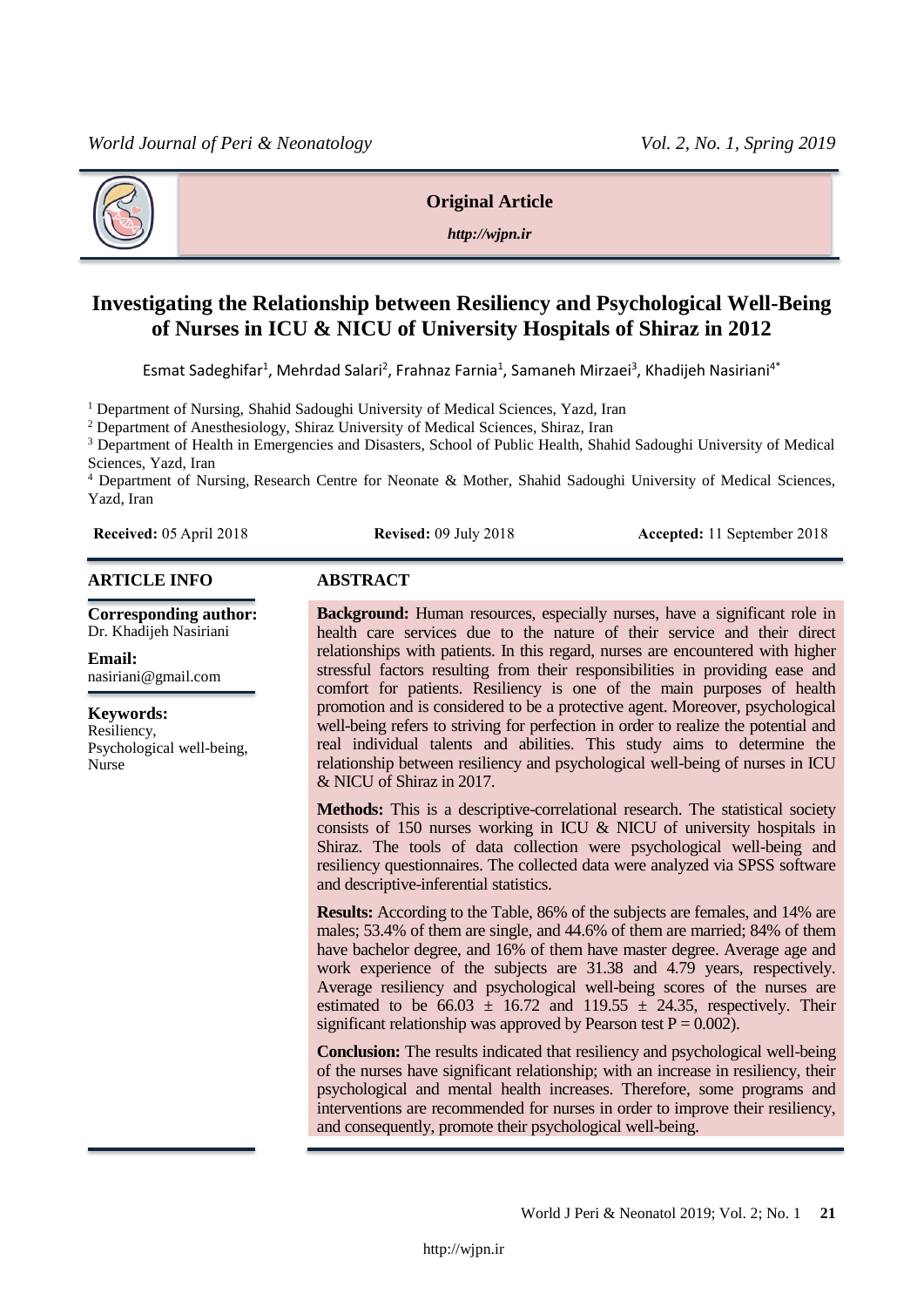**Original Article**

*http://wjpn.ir*

# Investigating the Relationship between Resiliency and Psychological Well-Being of Nurses in ICU & NICU of University Hospitals of Shiraz in 2012

Esmat Sadeghifar[1], Mehrdad Salari[2], Frahnaz Farnia[1], Samaneh Mirzaei[3], Khadijeh Nasiriani[4*]

[1] Department of Nursing, Shahid Sadoughi University of Medical Sciences, Yazd, Iran
[2] Department of Anesthesiology, Shiraz University of Medical Sciences, Shiraz, Iran
[3] Department of Health in Emergencies and Disasters, School of Public Health, Shahid Sadoughi University of Medical Sciences, Yazd, Iran
[4] Department of Nursing, Research Centre for Neonate & Mother, Shahid Sadoughi University of Medical Sciences, Yazd, Iran

**Received:** 05 April 2018 **Revised:** 09 July 2018 **Accepted:** 11 September 2018

## ARTICLE INFO

**Corresponding author:**
Dr. Khadijeh Nasiriani

**Email:**
nasiriani@gmail.com

**Keywords:**
Resiliency,
Psychological well-being,
Nurse

## ABSTRACT

**Background:** Human resources, especially nurses, have a significant role in health care services due to the nature of their service and their direct relationships with patients. In this regard, nurses are encountered with higher stressful factors resulting from their responsibilities in providing ease and comfort for patients. Resiliency is one of the main purposes of health promotion and is considered to be a protective agent. Moreover, psychological well-being refers to striving for perfection in order to realize the potential and real individual talents and abilities. This study aims to determine the relationship between resiliency and psychological well-being of nurses in ICU & NICU of Shiraz in 2017.

**Methods:** This is a descriptive-correlational research. The statistical society consists of 150 nurses working in ICU & NICU of university hospitals in Shiraz. The tools of data collection were psychological well-being and resiliency questionnaires. The collected data were analyzed via SPSS software and descriptive-inferential statistics.

**Results:** According to the Table, 86% of the subjects are females, and 14% are males; 53.4% of them are single, and 44.6% of them are married; 84% of them have bachelor degree, and 16% of them have master degree. Average age and work experience of the subjects are 31.38 and 4.79 years, respectively. Average resiliency and psychological well-being scores of the nurses are estimated to be $66.03 \pm 16.72$ and $119.55 \pm 24.35$, respectively. Their significant relationship was approved by Pearson test $P = 0.002$).

**Conclusion:** The results indicated that resiliency and psychological well-being of the nurses have significant relationship; with an increase in resiliency, their psychological and mental health increases. Therefore, some programs and interventions are recommended for nurses in order to improve their resiliency, and consequently, promote their psychological well-being.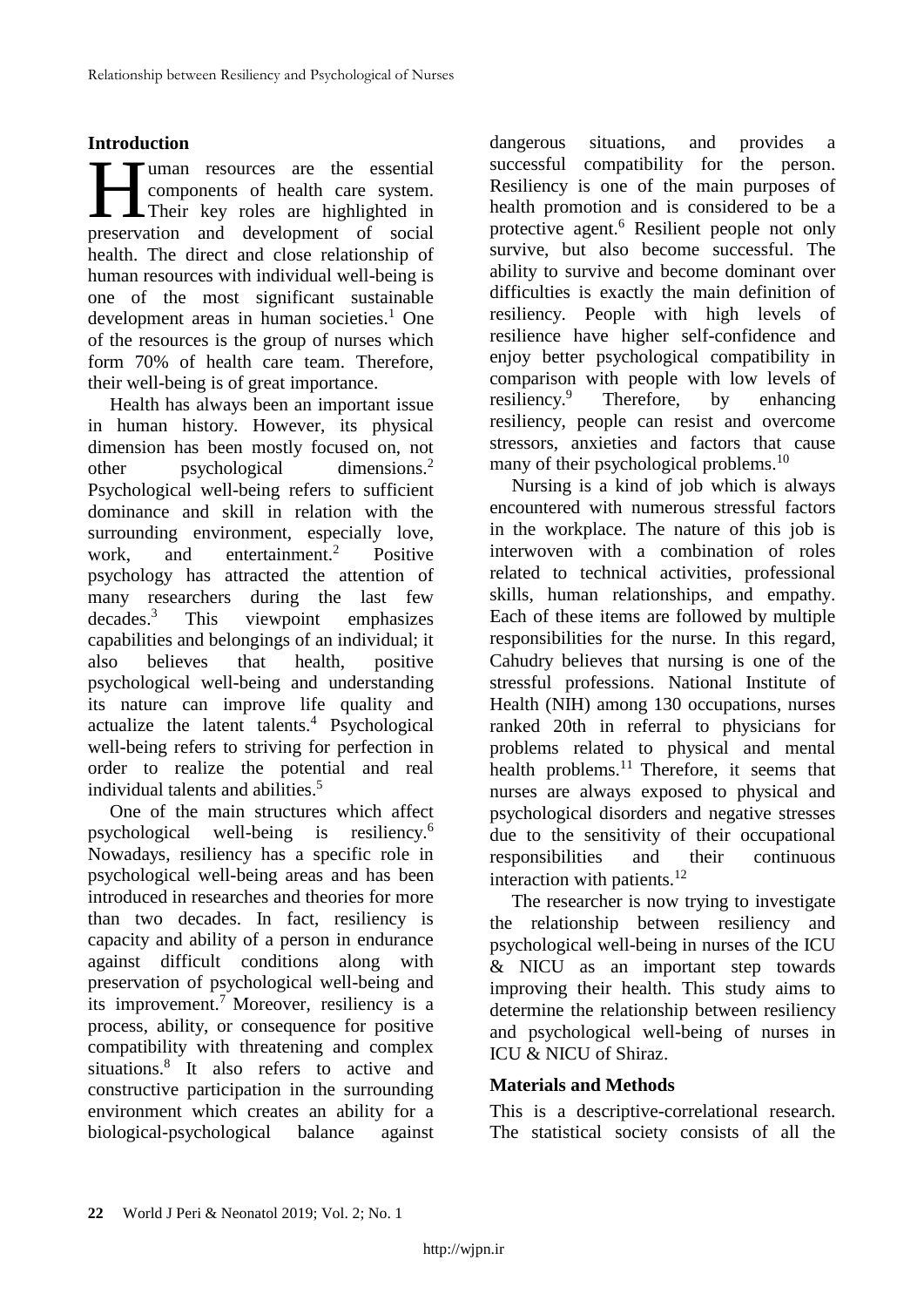## Introduction

Human resources are the essential components of health care system. Their key roles are highlighted in preservation and development of social health. The direct and close relationship of human resources with individual well-being is one of the most significant sustainable development areas in human societies.[1] One of the resources is the group of nurses which form 70% of health care team. Therefore, their well-being is of great importance.

Health has always been an important issue in human history. However, its physical dimension has been mostly focused on, not other psychological dimensions.[2] Psychological well-being refers to sufficient dominance and skill in relation with the surrounding environment, especially love, work, and entertainment.[2] Positive psychology has attracted the attention of many researchers during the last few decades.[3] This viewpoint emphasizes capabilities and belongings of an individual; it also believes that health, positive psychological well-being and understanding its nature can improve life quality and actualize the latent talents.[4] Psychological well-being refers to striving for perfection in order to realize the potential and real individual talents and abilities.[5]

One of the main structures which affect psychological well-being is resiliency.[6] Nowadays, resiliency has a specific role in psychological well-being areas and has been introduced in researches and theories for more than two decades. In fact, resiliency is capacity and ability of a person in endurance against difficult conditions along with preservation of psychological well-being and its improvement.[7] Moreover, resiliency is a process, ability, or consequence for positive compatibility with threatening and complex situations.[8] It also refers to active and constructive participation in the surrounding environment which creates an ability for a biological-psychological balance against dangerous situations, and provides a successful compatibility for the person. Resiliency is one of the main purposes of health promotion and is considered to be a protective agent.[6] Resilient people not only survive, but also become successful. The ability to survive and become dominant over difficulties is exactly the main definition of resiliency. People with high levels of resilience have higher self-confidence and enjoy better psychological compatibility in comparison with people with low levels of resiliency.[9] Therefore, by enhancing resiliency, people can resist and overcome stressors, anxieties and factors that cause many of their psychological problems.[10]

Nursing is a kind of job which is always encountered with numerous stressful factors in the workplace. The nature of this job is interwoven with a combination of roles related to technical activities, professional skills, human relationships, and empathy. Each of these items are followed by multiple responsibilities for the nurse. In this regard, Cahudry believes that nursing is one of the stressful professions. National Institute of Health (NIH) among 130 occupations, nurses ranked 20th in referral to physicians for problems related to physical and mental health problems.[11] Therefore, it seems that nurses are always exposed to physical and psychological disorders and negative stresses due to the sensitivity of their occupational responsibilities and their continuous interaction with patients.[12]

The researcher is now trying to investigate the relationship between resiliency and psychological well-being in nurses of the ICU & NICU as an important step towards improving their health. This study aims to determine the relationship between resiliency and psychological well-being of nurses in ICU & NICU of Shiraz.

## Materials and Methods

This is a descriptive-correlational research. The statistical society consists of all the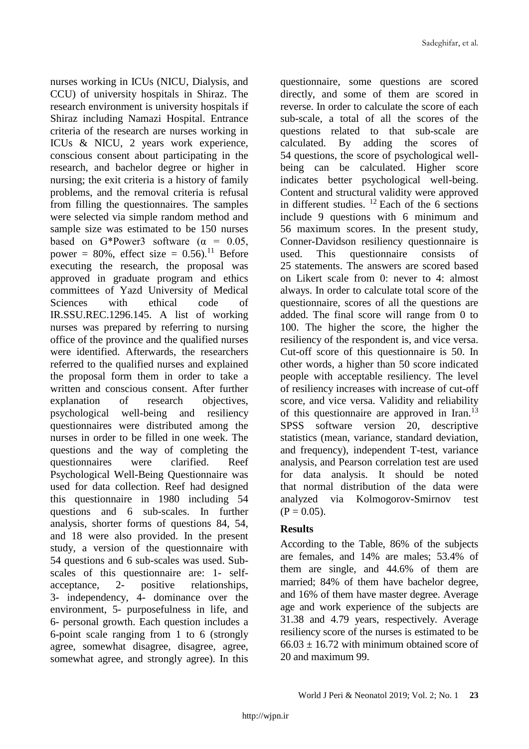nurses working in ICUs (NICU, Dialysis, and CCU) of university hospitals in Shiraz. The research environment is university hospitals if Shiraz including Namazi Hospital. Entrance criteria of the research are nurses working in ICUs & NICU, 2 years work experience, conscious consent about participating in the research, and bachelor degree or higher in nursing; the exit criteria is a history of family problems, and the removal criteria is refusal from filling the questionnaires. The samples were selected via simple random method and sample size was estimated to be 150 nurses based on G*Power3 software ($\alpha$ = 0.05, power = 80%, effect size = 0.56).[11] Before executing the research, the proposal was approved in graduate program and ethics committees of Yazd University of Medical Sciences with ethical code of IR.SSU.REC.1296.145. A list of working nurses was prepared by referring to nursing office of the province and the qualified nurses were identified. Afterwards, the researchers referred to the qualified nurses and explained the proposal form them in order to take a written and conscious consent. After further explanation of research objectives, psychological well-being and resiliency questionnaires were distributed among the nurses in order to be filled in one week. The questions and the way of completing the questionnaires were clarified. Reef Psychological Well-Being Questionnaire was used for data collection. Reef had designed this questionnaire in 1980 including 54 questions and 6 sub-scales. In further analysis, shorter forms of questions 84, 54, and 18 were also provided. In the present study, a version of the questionnaire with 54 questions and 6 sub-scales was used. Sub-scales of this questionnaire are: 1- self-acceptance, 2- positive relationships, 3- independency, 4- dominance over the environment, 5- purposefulness in life, and 6- personal growth. Each question includes a 6-point scale ranging from 1 to 6 (strongly agree, somewhat disagree, disagree, agree, somewhat agree, and strongly agree). In this questionnaire, some questions are scored directly, and some of them are scored in reverse. In order to calculate the score of each sub-scale, a total of all the scores of the questions related to that sub-scale are calculated. By adding the scores of 54 questions, the score of psychological well-being can be calculated. Higher score indicates better psychological well-being. Content and structural validity were approved in different studies. [12] Each of the 6 sections include 9 questions with 6 minimum and 56 maximum scores. In the present study, Conner-Davidson resiliency questionnaire is used. This questionnaire consists of 25 statements. The answers are scored based on Likert scale from 0: never to 4: almost always. In order to calculate total score of the questionnaire, scores of all the questions are added. The final score will range from 0 to 100. The higher the score, the higher the resiliency of the respondent is, and vice versa. Cut-off score of this questionnaire is 50. In other words, a higher than 50 score indicated people with acceptable resiliency. The level of resiliency increases with increase of cut-off score, and vice versa. Validity and reliability of this questionnaire are approved in Iran.[13] SPSS software version 20, descriptive statistics (mean, variance, standard deviation, and frequency), independent T-test, variance analysis, and Pearson correlation test are used for data analysis. It should be noted that normal distribution of the data were analyzed via Kolmogorov-Smirnov test ($P = 0.05$).

## Results

According to the Table, 86% of the subjects are females, and 14% are males; 53.4% of them are single, and 44.6% of them are married; 84% of them have bachelor degree, and 16% of them have master degree. Average age and work experience of the subjects are 31.38 and 4.79 years, respectively. Average resiliency score of the nurses is estimated to be $66.03 \pm 16.72$ with minimum obtained score of 20 and maximum 99.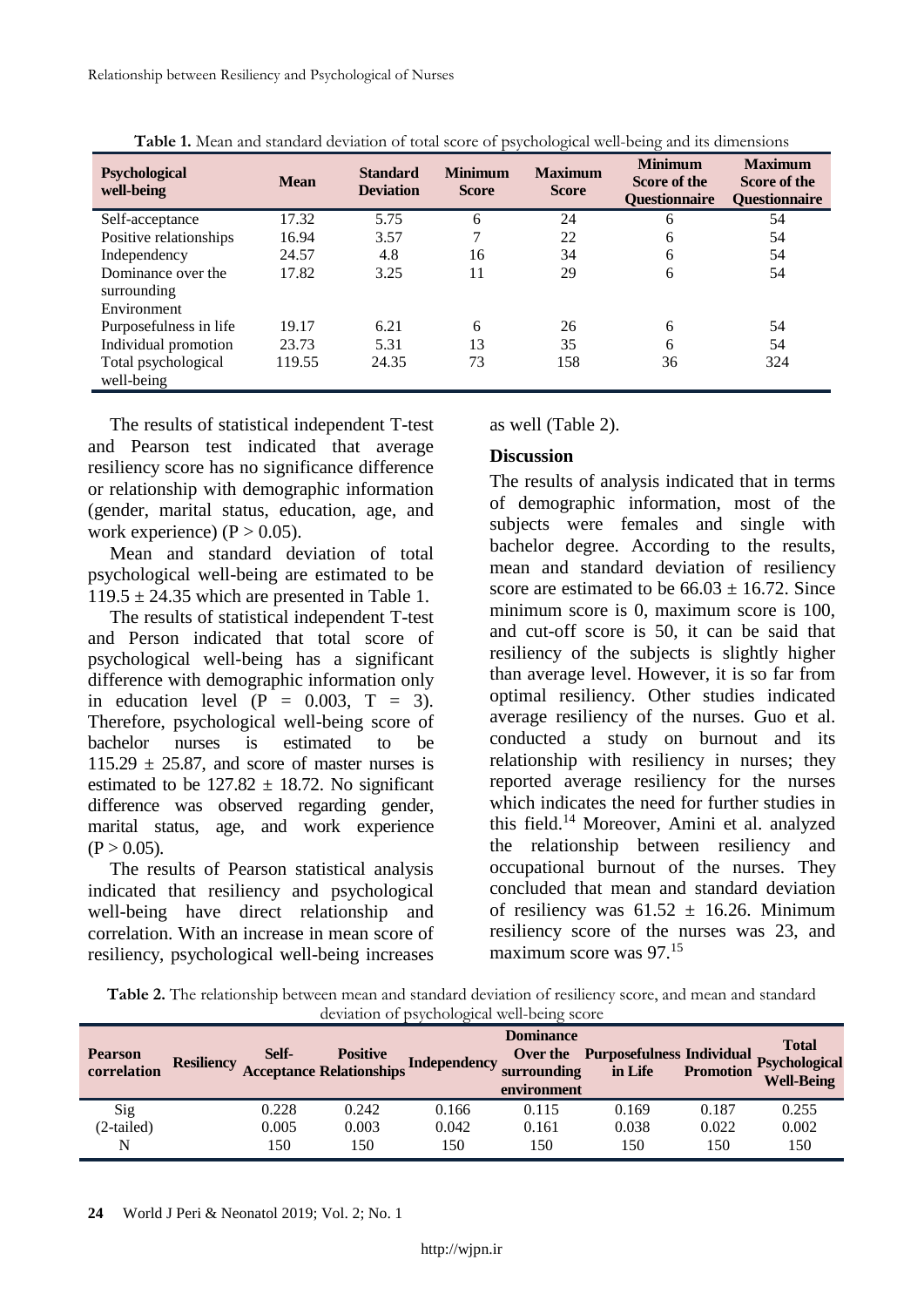**Table 1.** Mean and standard deviation of total score of psychological well-being and its dimensions

| Psychological well-being | Mean | Standard Deviation | Minimum Score | Maximum Score | Minimum Score of the Questionnaire | Maximum Score of the Questionnaire |
|---|---|---|---|---|---|---|
| Self-acceptance | 17.32 | 5.75 | 6 | 24 | 6 | 54 |
| Positive relationships | 16.94 | 3.57 | 7 | 22 | 6 | 54 |
| Independency | 24.57 | 4.8 | 16 | 34 | 6 | 54 |
| Dominance over the surrounding Environment | 17.82 | 3.25 | 11 | 29 | 6 | 54 |
| Purposefulness in life | 19.17 | 6.21 | 6 | 26 | 6 | 54 |
| Individual promotion | 23.73 | 5.31 | 13 | 35 | 6 | 54 |
| Total psychological well-being | 119.55 | 24.35 | 73 | 158 | 36 | 324 |

The results of statistical independent T-test and Pearson test indicated that average resiliency score has no significance difference or relationship with demographic information (gender, marital status, education, age, and work experience) ($P > 0.05$).

Mean and standard deviation of total psychological well-being are estimated to be $119.5 \pm 24.35$ which are presented in Table 1.

The results of statistical independent T-test and Person indicated that total score of psychological well-being has a significant difference with demographic information only in education level ($P = 0.003$, $T = 3$). Therefore, psychological well-being score of bachelor nurses is estimated to be $115.29 \pm 25.87$, and score of master nurses is estimated to be $127.82 \pm 18.72$. No significant difference was observed regarding gender, marital status, age, and work experience ($P > 0.05$).

The results of Pearson statistical analysis indicated that resiliency and psychological well-being have direct relationship and correlation. With an increase in mean score of resiliency, psychological well-being increases as well (Table 2).

## Discussion

The results of analysis indicated that in terms of demographic information, most of the subjects were females and single with bachelor degree. According to the results, mean and standard deviation of resiliency score are estimated to be $66.03 \pm 16.72$. Since minimum score is 0, maximum score is 100, and cut-off score is 50, it can be said that resiliency of the subjects is slightly higher than average level. However, it is so far from optimal resiliency. Other studies indicated average resiliency of the nurses. Guo et al. conducted a study on burnout and its relationship with resiliency in nurses; they reported average resiliency for the nurses which indicates the need for further studies in this field.[14] Moreover, Amini et al. analyzed the relationship between resiliency and occupational burnout of the nurses. They concluded that mean and standard deviation of resiliency was $61.52 \pm 16.26$. Minimum resiliency score of the nurses was 23, and maximum score was 97.[15]

**Table 2.** The relationship between mean and standard deviation of resiliency score, and mean and standard deviation of psychological well-being score

| Pearson correlation | Resiliency | Self-Acceptance | Positive Relationships | Independency | Dominance Over the surrounding environment | Purposefulness in Life | Individual Promotion | Total Psychological Well-Being |
|---|---|---|---|---|---|---|---|---|
| Sig | | 0.228 | 0.242 | 0.166 | 0.115 | 0.169 | 0.187 | 0.255 |
| (2-tailed) | | 0.005 | 0.003 | 0.042 | 0.161 | 0.038 | 0.022 | 0.002 |
| N | | 150 | 150 | 150 | 150 | 150 | 150 | 150 |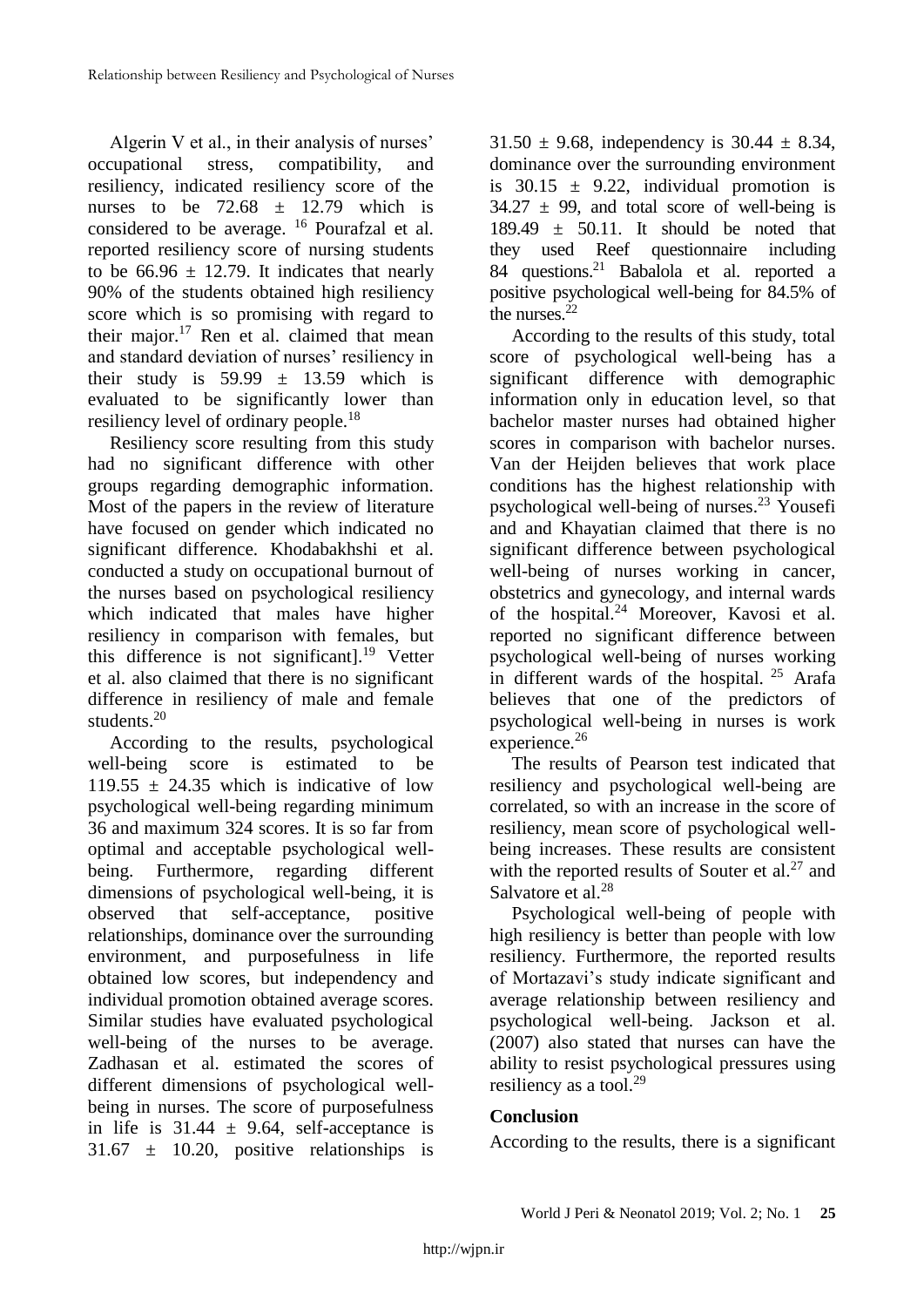Algerin V et al., in their analysis of nurses' occupational stress, compatibility, and resiliency, indicated resiliency score of the nurses to be 72.68 ± 12.79 which is considered to be average. [16] Pourafzal et al. reported resiliency score of nursing students to be 66.96 ± 12.79. It indicates that nearly 90% of the students obtained high resiliency score which is so promising with regard to their major.[17] Ren et al. claimed that mean and standard deviation of nurses' resiliency in their study is 59.99 ± 13.59 which is evaluated to be significantly lower than resiliency level of ordinary people.[18]

Resiliency score resulting from this study had no significant difference with other groups regarding demographic information. Most of the papers in the review of literature have focused on gender which indicated no significant difference. Khodabakhshi et al. conducted a study on occupational burnout of the nurses based on psychological resiliency which indicated that males have higher resiliency in comparison with females, but this difference is not significant].[19] Vetter et al. also claimed that there is no significant difference in resiliency of male and female students.[20]

According to the results, psychological well-being score is estimated to be 119.55 ± 24.35 which is indicative of low psychological well-being regarding minimum 36 and maximum 324 scores. It is so far from optimal and acceptable psychological well-being. Furthermore, regarding different dimensions of psychological well-being, it is observed that self-acceptance, positive relationships, dominance over the surrounding environment, and purposefulness in life obtained low scores, but independency and individual promotion obtained average scores. Similar studies have evaluated psychological well-being of the nurses to be average. Zadhasan et al. estimated the scores of different dimensions of psychological well-being in nurses. The score of purposefulness in life is 31.44 ± 9.64, self-acceptance is 31.67 ± 10.20, positive relationships is 31.50 ± 9.68, independency is 30.44 ± 8.34, dominance over the surrounding environment is 30.15 ± 9.22, individual promotion is 34.27 ± 99, and total score of well-being is 189.49 ± 50.11. It should be noted that they used Reef questionnaire including 84 questions.[21] Babalola et al. reported a positive psychological well-being for 84.5% of the nurses.[22]

According to the results of this study, total score of psychological well-being has a significant difference with demographic information only in education level, so that bachelor master nurses had obtained higher scores in comparison with bachelor nurses. Van der Heijden believes that work place conditions has the highest relationship with psychological well-being of nurses.[23] Yousefi and and Khayatian claimed that there is no significant difference between psychological well-being of nurses working in cancer, obstetrics and gynecology, and internal wards of the hospital.[24] Moreover, Kavosi et al. reported no significant difference between psychological well-being of nurses working in different wards of the hospital. [25] Arafa believes that one of the predictors of psychological well-being in nurses is work experience.[26]

The results of Pearson test indicated that resiliency and psychological well-being are correlated, so with an increase in the score of resiliency, mean score of psychological well-being increases. These results are consistent with the reported results of Souter et al.[27] and Salvatore et al.[28]

Psychological well-being of people with high resiliency is better than people with low resiliency. Furthermore, the reported results of Mortazavi's study indicate significant and average relationship between resiliency and psychological well-being. Jackson et al. (2007) also stated that nurses can have the ability to resist psychological pressures using resiliency as a tool.[29]

## Conclusion

According to the results, there is a significant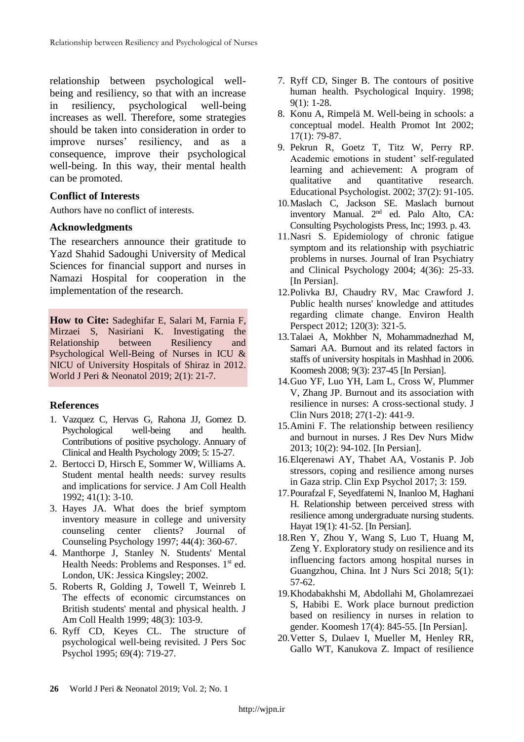relationship between psychological well-being and resiliency, so that with an increase in resiliency, psychological well-being increases as well. Therefore, some strategies should be taken into consideration in order to improve nurses' resiliency, and as a consequence, improve their psychological well-being. In this way, their mental health can be promoted.

### Conflict of Interests

Authors have no conflict of interests.

### Acknowledgments

The researchers announce their gratitude to Yazd Shahid Sadoughi University of Medical Sciences for financial support and nurses in Namazi Hospital for cooperation in the implementation of the research.

**How to Cite:** Sadeghifar E, Salari M, Farnia F, Mirzaei S, Nasiriani K. Investigating the Relationship between Resiliency and Psychological Well-Being of Nurses in ICU & NICU of University Hospitals of Shiraz in 2012. World J Peri & Neonatol 2019; 2(1): 21-7.

### References

1. Vazquez C, Hervas G, Rahona JJ, Gomez D. Psychological well-being and health. Contributions of positive psychology. Annuary of Clinical and Health Psychology 2009; 5: 15-27.
2. Bertocci D, Hirsch E, Sommer W, Williams A. Student mental health needs: survey results and implications for service. J Am Coll Health 1992; 41(1): 3-10.
3. Hayes JA. What does the brief symptom inventory measure in college and university counseling center clients? Journal of Counseling Psychology 1997; 44(4): 360-67.
4. Manthorpe J, Stanley N. Students' Mental Health Needs: Problems and Responses. 1st ed. London, UK: Jessica Kingsley; 2002.
5. Roberts R, Golding J, Towell T, Weinreb I. The effects of economic circumstances on British students' mental and physical health. J Am Coll Health 1999; 48(3): 103-9.
6. Ryff CD, Keyes CL. The structure of psychological well-being revisited. J Pers Soc Psychol 1995; 69(4): 719-27.
7. Ryff CD, Singer B. The contours of positive human health. Psychological Inquiry. 1998; 9(1): 1-28.
8. Konu A, Rimpelä M. Well-being in schools: a conceptual model. Health Promot Int 2002; 17(1): 79-87.
9. Pekrun R, Goetz T, Titz W, Perry RP. Academic emotions in student' self-regulated learning and achievement: A program of qualitative and quantitative research. Educational Psychologist. 2002; 37(2): 91-105.
10. Maslach C, Jackson SE. Maslach burnout inventory Manual. 2nd ed. Palo Alto, CA: Consulting Psychologists Press, Inc; 1993. p. 43.
11. Nasri S. Epidemiology of chronic fatigue symptom and its relationship with psychiatric problems in nurses. Journal of Iran Psychiatry and Clinical Psychology 2004; 4(36): 25-33. [In Persian].
12. Polivka BJ, Chaudry RV, Mac Crawford J. Public health nurses' knowledge and attitudes regarding climate change. Environ Health Perspect 2012; 120(3): 321-5.
13. Talaei A, Mokhber N, Mohammadnezhad M, Samari AA. Burnout and its related factors in staffs of university hospitals in Mashhad in 2006. Koomesh 2008; 9(3): 237-45 [In Persian].
14. Guo YF, Luo YH, Lam L, Cross W, Plummer V, Zhang JP. Burnout and its association with resilience in nurses: A cross-sectional study. J Clin Nurs 2018; 27(1-2): 441-9.
15. Amini F. The relationship between resiliency and burnout in nurses. J Res Dev Nurs Midw 2013; 10(2): 94-102. [In Persian].
16. Elqerenawi AY, Thabet AA, Vostanis P. Job stressors, coping and resilience among nurses in Gaza strip. Clin Exp Psychol 2017; 3: 159.
17. Pourafzal F, Seyedfatemi N, Inanloo M, Haghani H. Relationship between perceived stress with resilience among undergraduate nursing students. Hayat 19(1): 41-52. [In Persian].
18. Ren Y, Zhou Y, Wang S, Luo T, Huang M, Zeng Y. Exploratory study on resilience and its influencing factors among hospital nurses in Guangzhou, China. Int J Nurs Sci 2018; 5(1): 57-62.
19. Khodabakhshi M, Abdollahi M, Gholamrezaei S, Habibi E. Work place burnout prediction based on resiliency in nurses in relation to gender. Koomesh 17(4): 845-55. [In Persian].
20. Vetter S, Dulaev I, Mueller M, Henley RR, Gallo WT, Kanukova Z. Impact of resilience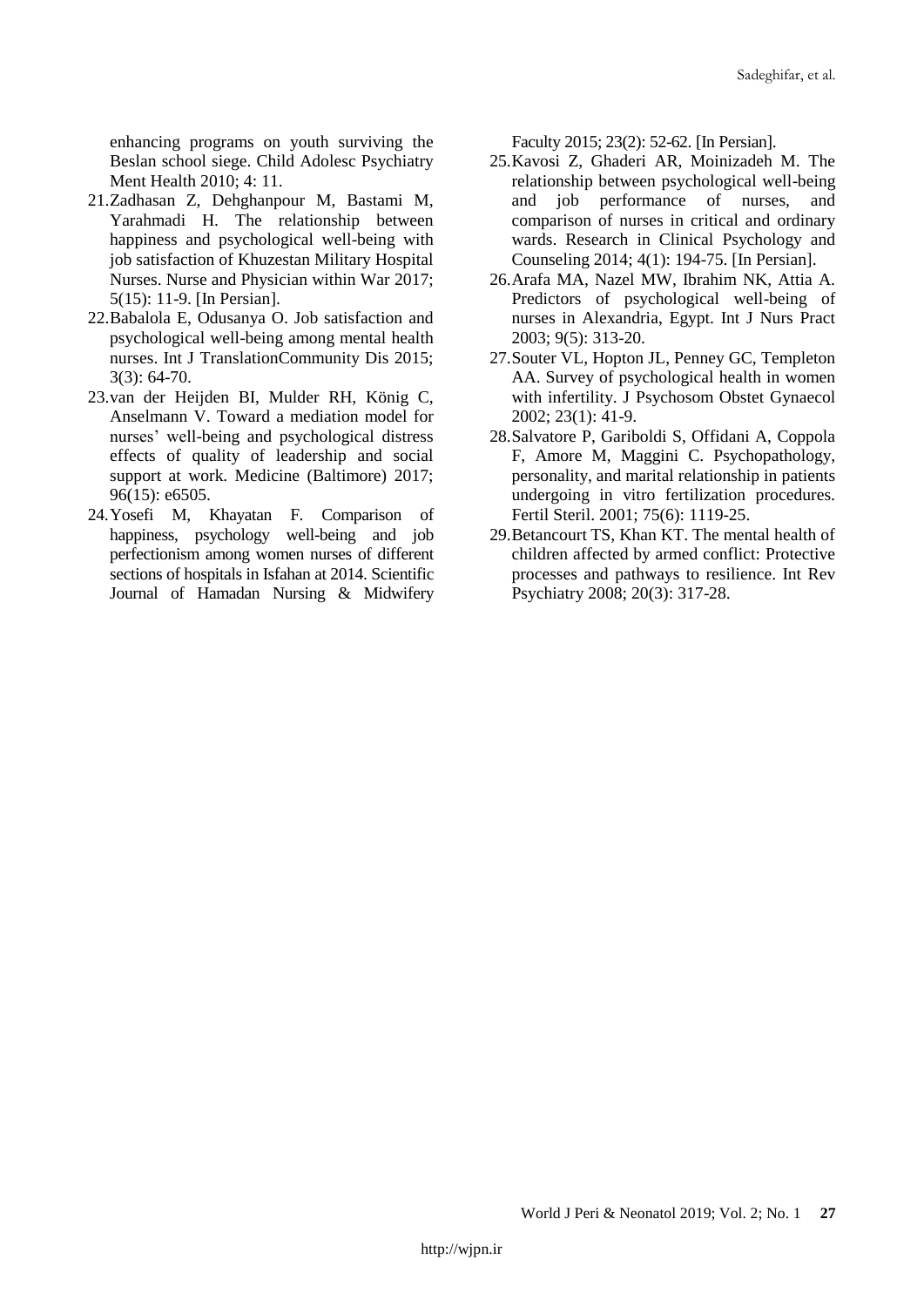enhancing programs on youth surviving the Beslan school siege. Child Adolesc Psychiatry Ment Health 2010; 4: 11.

21. Zadhasan Z, Dehghanpour M, Bastami M, Yarahmadi H. The relationship between happiness and psychological well-being with job satisfaction of Khuzestan Military Hospital Nurses. Nurse and Physician within War 2017; 5(15): 11-9. [In Persian].
22. Babalola E, Odusanya O. Job satisfaction and psychological well-being among mental health nurses. Int J TranslationCommunity Dis 2015; 3(3): 64-70.
23. van der Heijden BI, Mulder RH, König C, Anselmann V. Toward a mediation model for nurses' well-being and psychological distress effects of quality of leadership and social support at work. Medicine (Baltimore) 2017; 96(15): e6505.
24. Yosefi M, Khayatan F. Comparison of happiness, psychology well-being and job perfectionism among women nurses of different sections of hospitals in Isfahan at 2014. Scientific Journal of Hamadan Nursing & Midwifery Faculty 2015; 23(2): 52-62. [In Persian].
25. Kavosi Z, Ghaderi AR, Moinizadeh M. The relationship between psychological well-being and job performance of nurses, and comparison of nurses in critical and ordinary wards. Research in Clinical Psychology and Counseling 2014; 4(1): 194-75. [In Persian].
26. Arafa MA, Nazel MW, Ibrahim NK, Attia A. Predictors of psychological well-being of nurses in Alexandria, Egypt. Int J Nurs Pract 2003; 9(5): 313-20.
27. Souter VL, Hopton JL, Penney GC, Templeton AA. Survey of psychological health in women with infertility. J Psychosom Obstet Gynaecol 2002; 23(1): 41-9.
28. Salvatore P, Gariboldi S, Offidani A, Coppola F, Amore M, Maggini C. Psychopathology, personality, and marital relationship in patients undergoing in vitro fertilization procedures. Fertil Steril. 2001; 75(6): 1119-25.
29. Betancourt TS, Khan KT. The mental health of children affected by armed conflict: Protective processes and pathways to resilience. Int Rev Psychiatry 2008; 20(3): 317-28.